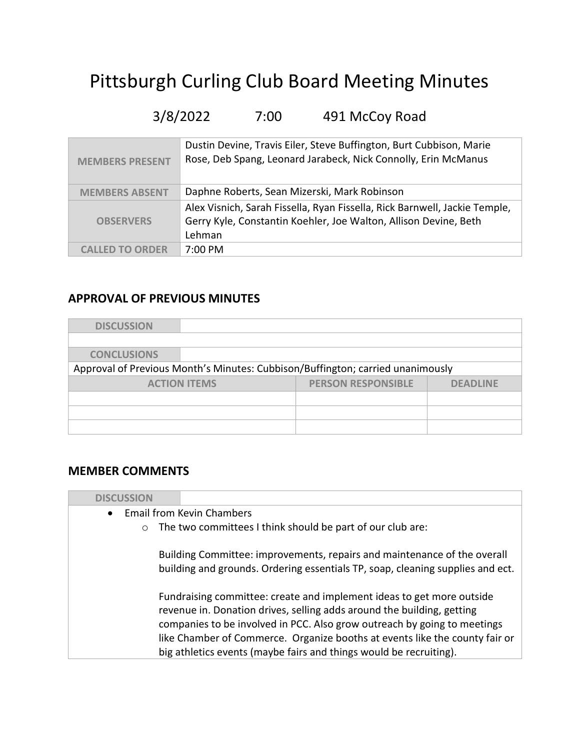# Pittsburgh Curling Club Board Meeting Minutes

3/8/2022 7:00 491 McCoy Road

| | |
|---|---|
| MEMBERS PRESENT | Dustin Devine, Travis Eiler, Steve Buffington, Burt Cubbison, Marie Rose, Deb Spang, Leonard Jarabeck, Nick Connolly, Erin McManus |
| MEMBERS ABSENT | Daphne Roberts, Sean Mizerski, Mark Robinson |
| OBSERVERS | Alex Visnich, Sarah Fissella, Ryan Fissella, Rick Barnwell, Jackie Temple, Gerry Kyle, Constantin Koehler, Joe Walton, Allison Devine, Beth Lehman |
| CALLED TO ORDER | 7:00 PM |

## APPROVAL OF PREVIOUS MINUTES

**DISCUSSION**

**CONCLUSIONS**

Approval of Previous Month's Minutes: Cubbison/Buffington; carried unanimously

| ACTION ITEMS | PERSON RESPONSIBLE | DEADLINE |
|---|---|---|
| | | |
| | | |
| | | |

## MEMBER COMMENTS

**DISCUSSION**

- Email from Kevin Chambers
  - The two committees I think should be part of our club are:

    Building Committee: improvements, repairs and maintenance of the overall building and grounds. Ordering essentials TP, soap, cleaning supplies and ect.

    Fundraising committee: create and implement ideas to get more outside revenue in. Donation drives, selling adds around the building, getting companies to be involved in PCC. Also grow outreach by going to meetings like Chamber of Commerce. Organize booths at events like the county fair or big athletics events (maybe fairs and things would be recruiting).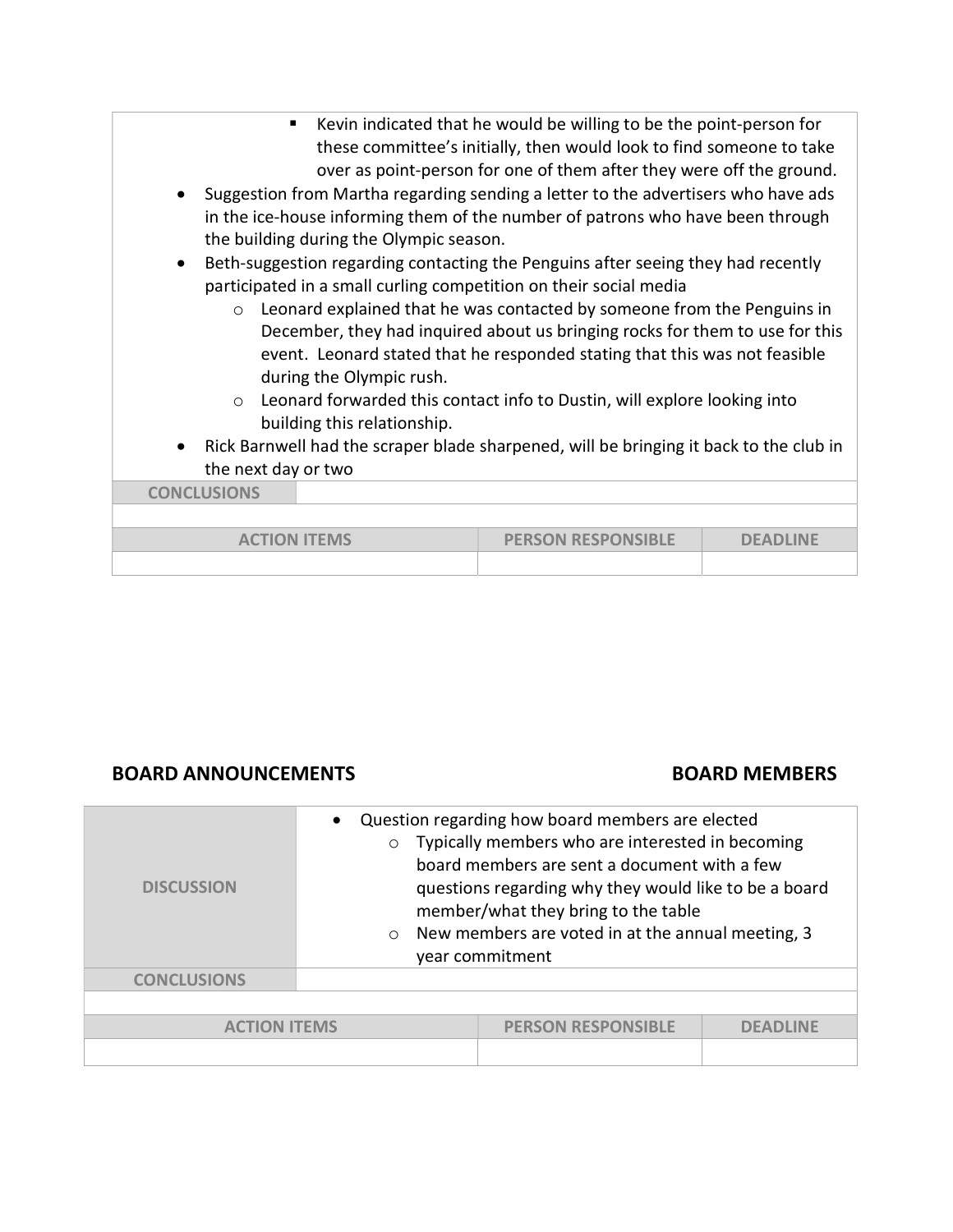- Kevin indicated that he would be willing to be the point-person for these committee's initially, then would look to find someone to take over as point-person for one of them after they were off the ground.

- Suggestion from Martha regarding sending a letter to the advertisers who have ads in the ice-house informing them of the number of patrons who have been through the building during the Olympic season.
- Beth-suggestion regarding contacting the Penguins after seeing they had recently participated in a small curling competition on their social media
  - Leonard explained that he was contacted by someone from the Penguins in December, they had inquired about us bringing rocks for them to use for this event. Leonard stated that he responded stating that this was not feasible during the Olympic rush.
  - Leonard forwarded this contact info to Dustin, will explore looking into building this relationship.
- Rick Barnwell had the scraper blade sharpened, will be bringing it back to the club in the next day or two

| **CONCLUSIONS** | | |
|---|---|---|
| | | |
| **ACTION ITEMS** | **PERSON RESPONSIBLE** | **DEADLINE** |
| | | |

## BOARD ANNOUNCEMENTS — BOARD MEMBERS

| | |
|---|---|
| **DISCUSSION** | • Question regarding how board members are elected<br>  ○ Typically members who are interested in becoming board members are sent a document with a few questions regarding why they would like to be a board member/what they bring to the table<br>  ○ New members are voted in at the annual meeting, 3 year commitment |
| **CONCLUSIONS** | |

| **ACTION ITEMS** | **PERSON RESPONSIBLE** | **DEADLINE** |
|---|---|---|
| | | |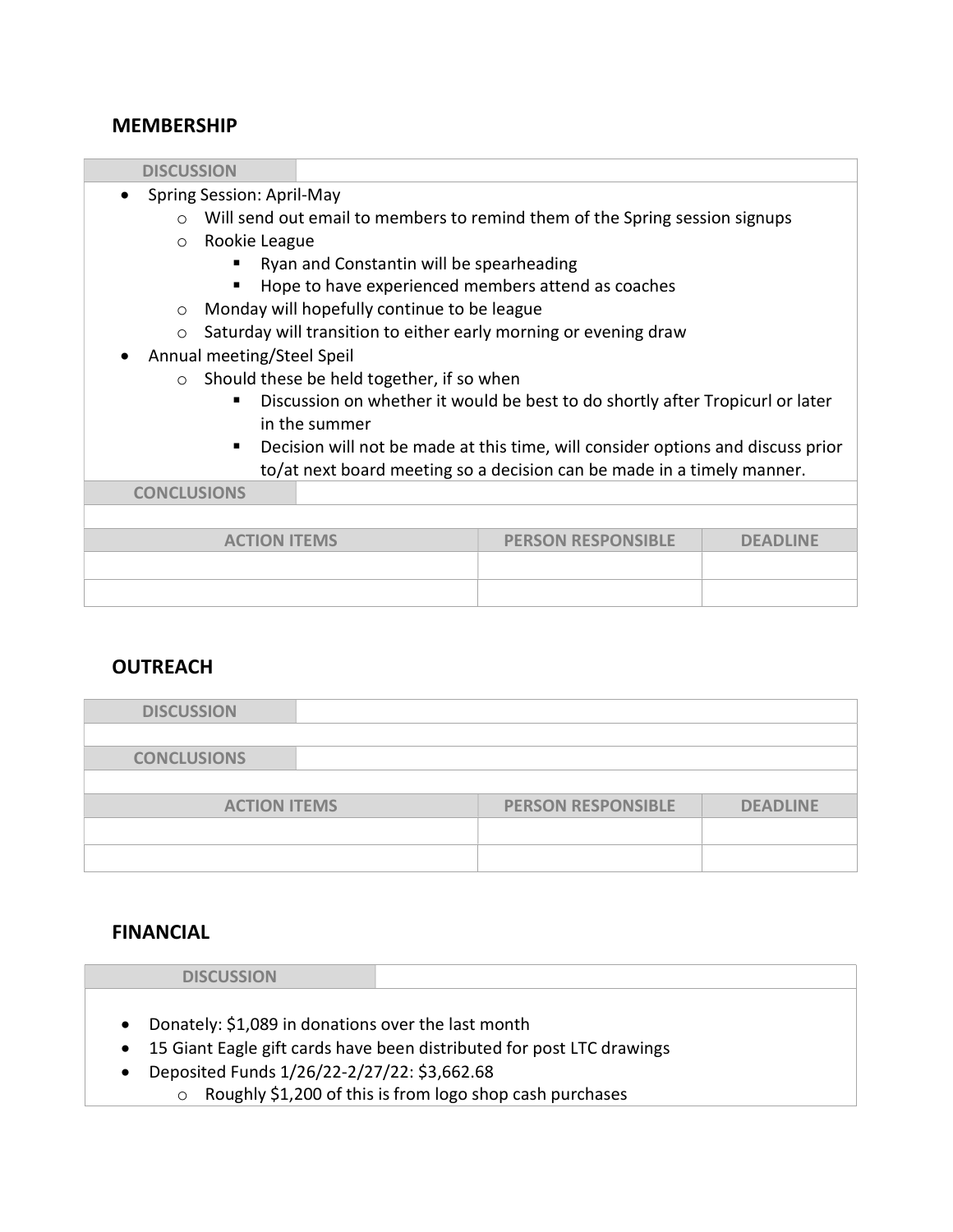## MEMBERSHIP

**DISCUSSION**

- Spring Session: April-May
  - Will send out email to members to remind them of the Spring session signups
  - Rookie League
    - Ryan and Constantin will be spearheading
    - Hope to have experienced members attend as coaches
  - Monday will hopefully continue to be league
  - Saturday will transition to either early morning or evening draw
- Annual meeting/Steel Speil
  - Should these be held together, if so when
    - Discussion on whether it would be best to do shortly after Tropicurl or later in the summer
    - Decision will not be made at this time, will consider options and discuss prior to/at next board meeting so a decision can be made in a timely manner.

**CONCLUSIONS**

| ACTION ITEMS | PERSON RESPONSIBLE | DEADLINE |
|---|---|---|
| | | |
| | | |

## OUTREACH

**DISCUSSION**

**CONCLUSIONS**

| ACTION ITEMS | PERSON RESPONSIBLE | DEADLINE |
|---|---|---|
| | | |
| | | |

## FINANCIAL

**DISCUSSION**

- Donately: $1,089 in donations over the last month
- 15 Giant Eagle gift cards have been distributed for post LTC drawings
- Deposited Funds 1/26/22-2/27/22: $3,662.68
  - Roughly $1,200 of this is from logo shop cash purchases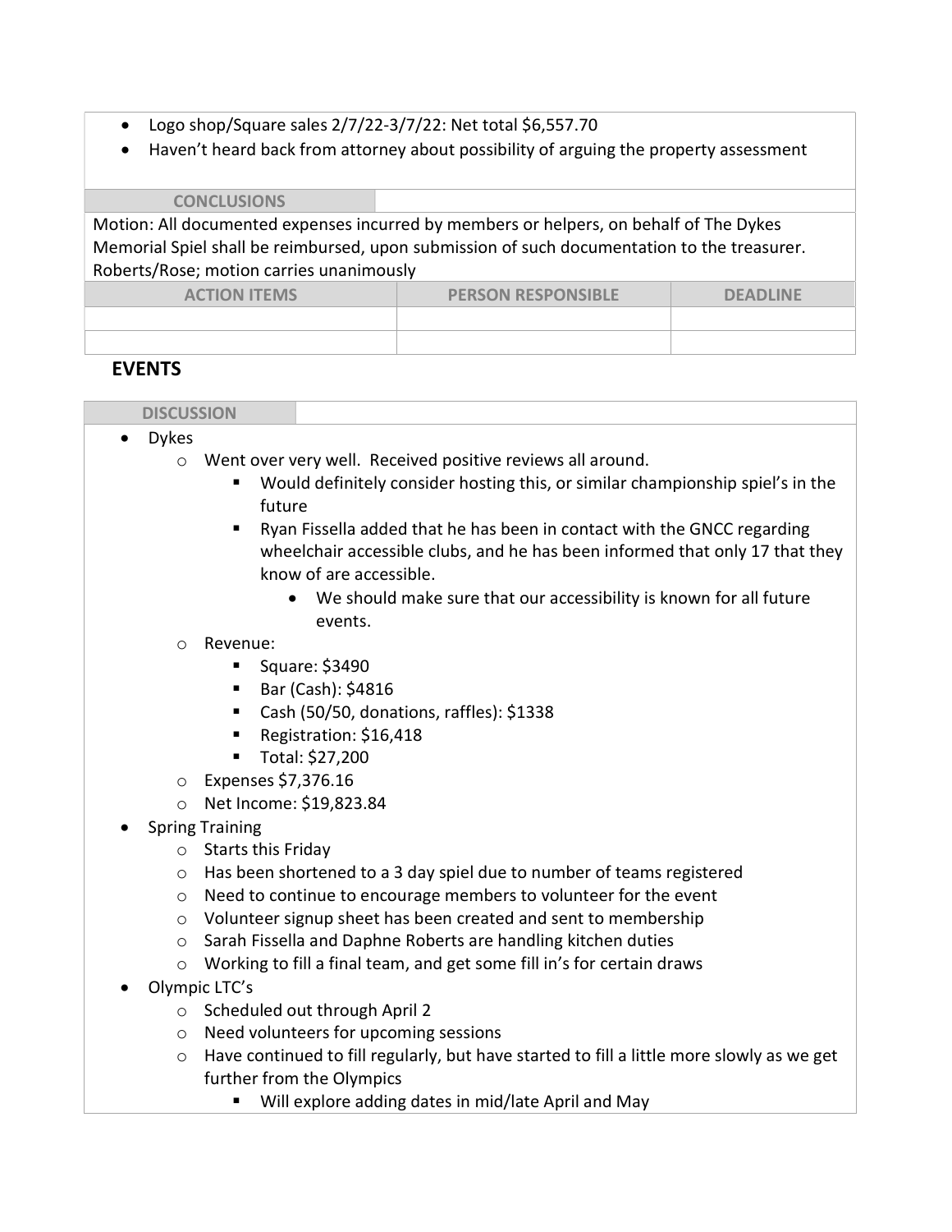- Logo shop/Square sales 2/7/22-3/7/22: Net total $6,557.70
- Haven't heard back from attorney about possibility of arguing the property assessment

**CONCLUSIONS**

Motion: All documented expenses incurred by members or helpers, on behalf of The Dykes Memorial Spiel shall be reimbursed, upon submission of such documentation to the treasurer. Roberts/Rose; motion carries unanimously

| ACTION ITEMS | PERSON RESPONSIBLE | DEADLINE |
|---|---|---|
| | | |
| | | |

## EVENTS

**DISCUSSION**

- Dykes
  - Went over very well. Received positive reviews all around.
    - Would definitely consider hosting this, or similar championship spiel's in the future
    - Ryan Fissella added that he has been in contact with the GNCC regarding wheelchair accessible clubs, and he has been informed that only 17 that they know of are accessible.
      - We should make sure that our accessibility is known for all future events.
  - Revenue:
    - Square: $3490
    - Bar (Cash): $4816
    - Cash (50/50, donations, raffles): $1338
    - Registration: $16,418
    - Total: $27,200
  - Expenses $7,376.16
  - Net Income: $19,823.84
- Spring Training
  - Starts this Friday
  - Has been shortened to a 3 day spiel due to number of teams registered
  - Need to continue to encourage members to volunteer for the event
  - Volunteer signup sheet has been created and sent to membership
  - Sarah Fissella and Daphne Roberts are handling kitchen duties
  - Working to fill a final team, and get some fill in's for certain draws
- Olympic LTC's
  - Scheduled out through April 2
  - Need volunteers for upcoming sessions
  - Have continued to fill regularly, but have started to fill a little more slowly as we get further from the Olympics
    - Will explore adding dates in mid/late April and May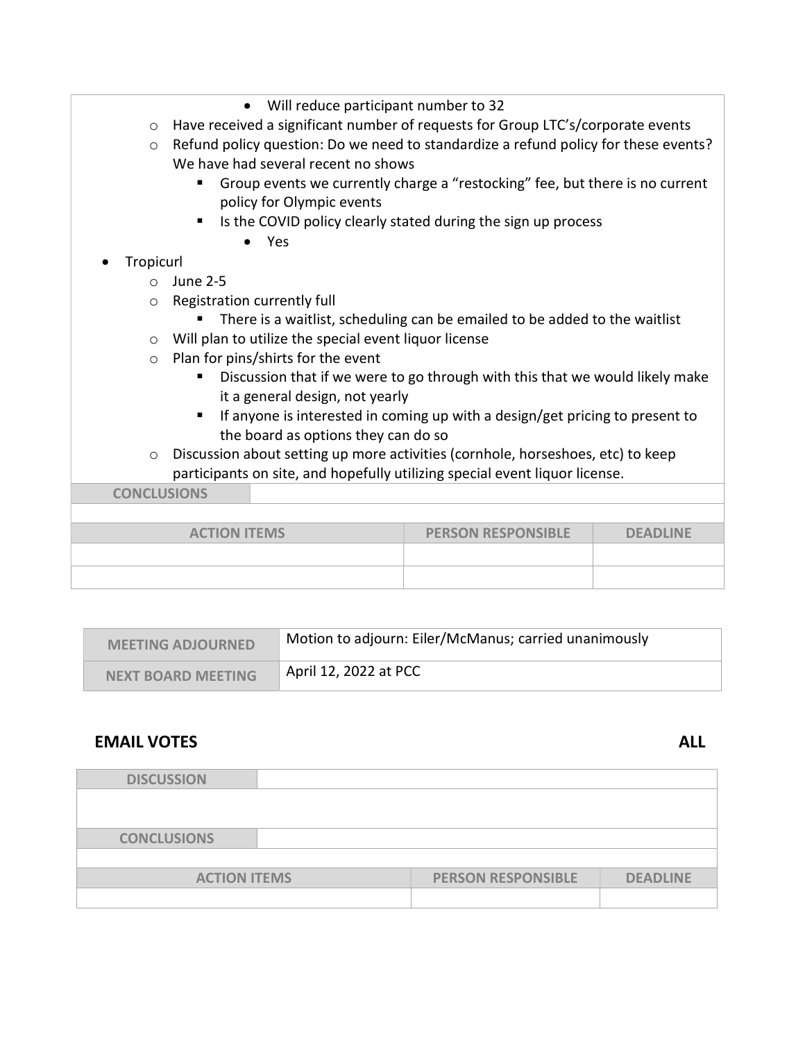- Will reduce participant number to 32
  - Have received a significant number of requests for Group LTC's/corporate events
  - Refund policy question: Do we need to standardize a refund policy for these events? We have had several recent no shows
    - Group events we currently charge a "restocking" fee, but there is no current policy for Olympic events
    - Is the COVID policy clearly stated during the sign up process
      - Yes
- Tropicurl
  - June 2-5
  - Registration currently full
    - There is a waitlist, scheduling can be emailed to be added to the waitlist
  - Will plan to utilize the special event liquor license
  - Plan for pins/shirts for the event
    - Discussion that if we were to go through with this that we would likely make it a general design, not yearly
    - If anyone is interested in coming up with a design/get pricing to present to the board as options they can do so
  - Discussion about setting up more activities (cornhole, horseshoes, etc) to keep participants on site, and hopefully utilizing special event liquor license.

| CONCLUSIONS | |
|---|---|
| | |

| ACTION ITEMS | PERSON RESPONSIBLE | DEADLINE |
|---|---|---|
| | | |
| | | |

| | |
|---|---|
| MEETING ADJOURNED | Motion to adjourn: Eiler/McManus; carried unanimously |
| NEXT BOARD MEETING | April 12, 2022 at PCC |

## EMAIL VOTES ALL

| DISCUSSION | |
|---|---|
| | |
| CONCLUSIONS | |
| | |

| ACTION ITEMS | PERSON RESPONSIBLE | DEADLINE |
|---|---|---|
| | | |